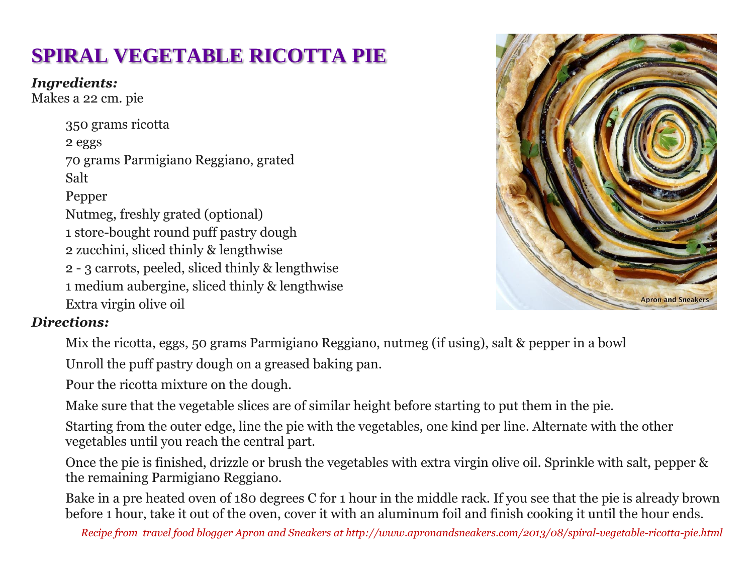# SPIRAL VEGETABLE RICOTTA PIE

***Ingredients:***

Makes a 22 cm. pie

350 grams ricotta
2 eggs
70 grams Parmigiano Reggiano, grated
Salt
Pepper
Nutmeg, freshly grated (optional)
1 store-bought round puff pastry dough
2 zucchini, sliced thinly & lengthwise
2 - 3 carrots, peeled, sliced thinly & lengthwise
1 medium aubergine, sliced thinly & lengthwise
Extra virgin olive oil

***Directions:***

Mix the ricotta, eggs, 50 grams Parmigiano Reggiano, nutmeg (if using), salt & pepper in a bowl

Unroll the puff pastry dough on a greased baking pan.

Pour the ricotta mixture on the dough.

Make sure that the vegetable slices are of similar height before starting to put them in the pie.

Starting from the outer edge, line the pie with the vegetables, one kind per line. Alternate with the other vegetables until you reach the central part.

Once the pie is finished, drizzle or brush the vegetables with extra virgin olive oil. Sprinkle with salt, pepper & the remaining Parmigiano Reggiano.

Bake in a pre heated oven of 180 degrees C for 1 hour in the middle rack. If you see that the pie is already brown before 1 hour, take it out of the oven, cover it with an aluminum foil and finish cooking it until the hour ends.

*Recipe from travel food blogger Apron and Sneakers at http://www.apronandsneakers.com/2013/08/spiral-vegetable-ricotta-pie.html*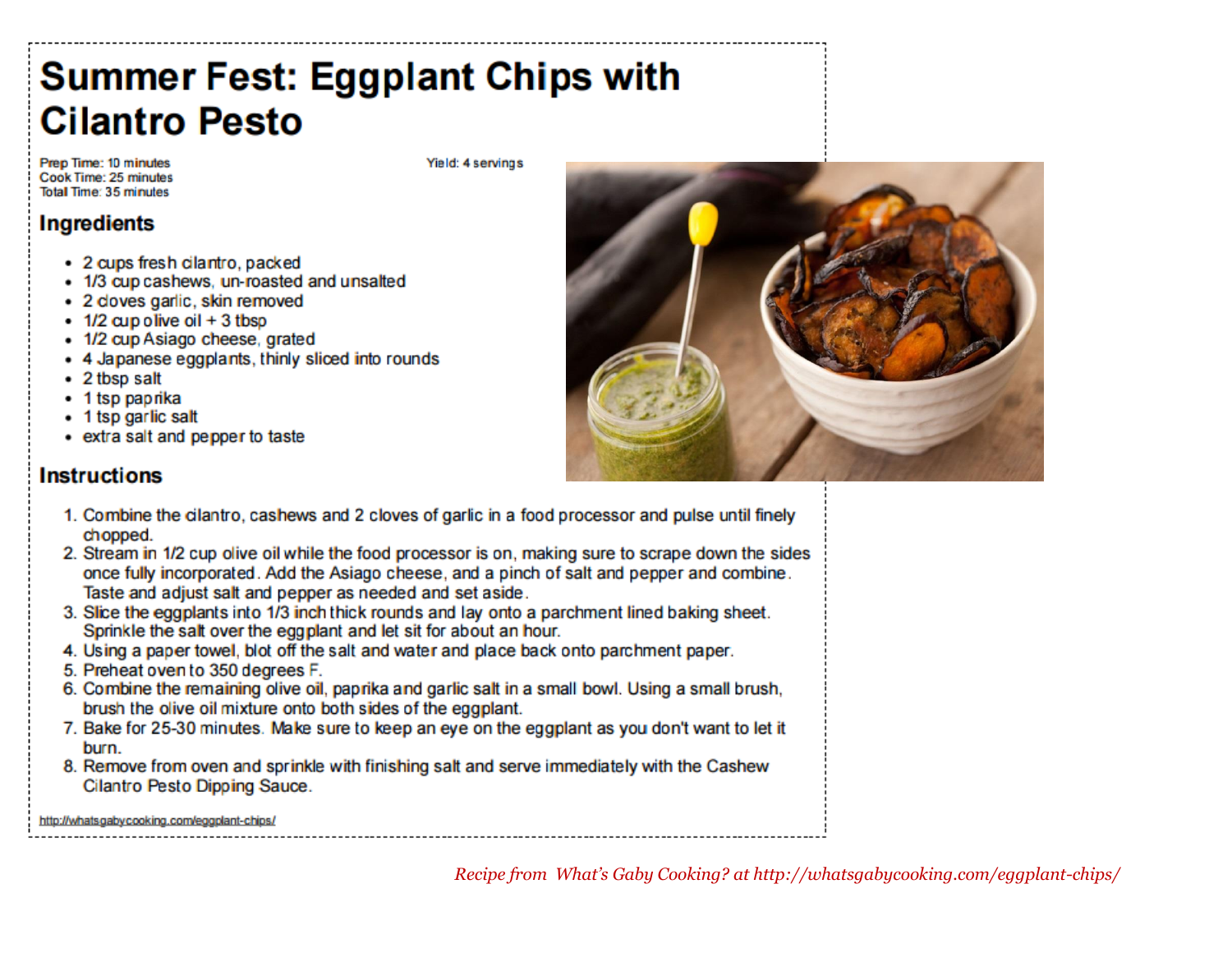# Summer Fest: Eggplant Chips with Cilantro Pesto

Prep Time: 10 minutes
Cook Time: 25 minutes
Total Time: 35 minutes

Yield: 4 servings

## Ingredients

- 2 cups fresh cilantro, packed
- 1/3 cup cashews, un-roasted and unsalted
- 2 cloves garlic, skin removed
- 1/2 cup olive oil + 3 tbsp
- 1/2 cup Asiago cheese, grated
- 4 Japanese eggplants, thinly sliced into rounds
- 2 tbsp salt
- 1 tsp paprika
- 1 tsp garlic salt
- extra salt and pepper to taste

## Instructions

1. Combine the cilantro, cashews and 2 cloves of garlic in a food processor and pulse until finely chopped.
2. Stream in 1/2 cup olive oil while the food processor is on, making sure to scrape down the sides once fully incorporated. Add the Asiago cheese, and a pinch of salt and pepper and combine. Taste and adjust salt and pepper as needed and set aside.
3. Slice the eggplants into 1/3 inch thick rounds and lay onto a parchment lined baking sheet. Sprinkle the salt over the eggplant and let sit for about an hour.
4. Using a paper towel, blot off the salt and water and place back onto parchment paper.
5. Preheat oven to 350 degrees F.
6. Combine the remaining olive oil, paprika and garlic salt in a small bowl. Using a small brush, brush the olive oil mixture onto both sides of the eggplant.
7. Bake for 25-30 minutes. Make sure to keep an eye on the eggplant as you don't want to let it burn.
8. Remove from oven and sprinkle with finishing salt and serve immediately with the Cashew Cilantro Pesto Dipping Sauce.

http://whatsgabycooking.com/eggplant-chips/

*Recipe from What's Gaby Cooking? at http://whatsgabycooking.com/eggplant-chips/*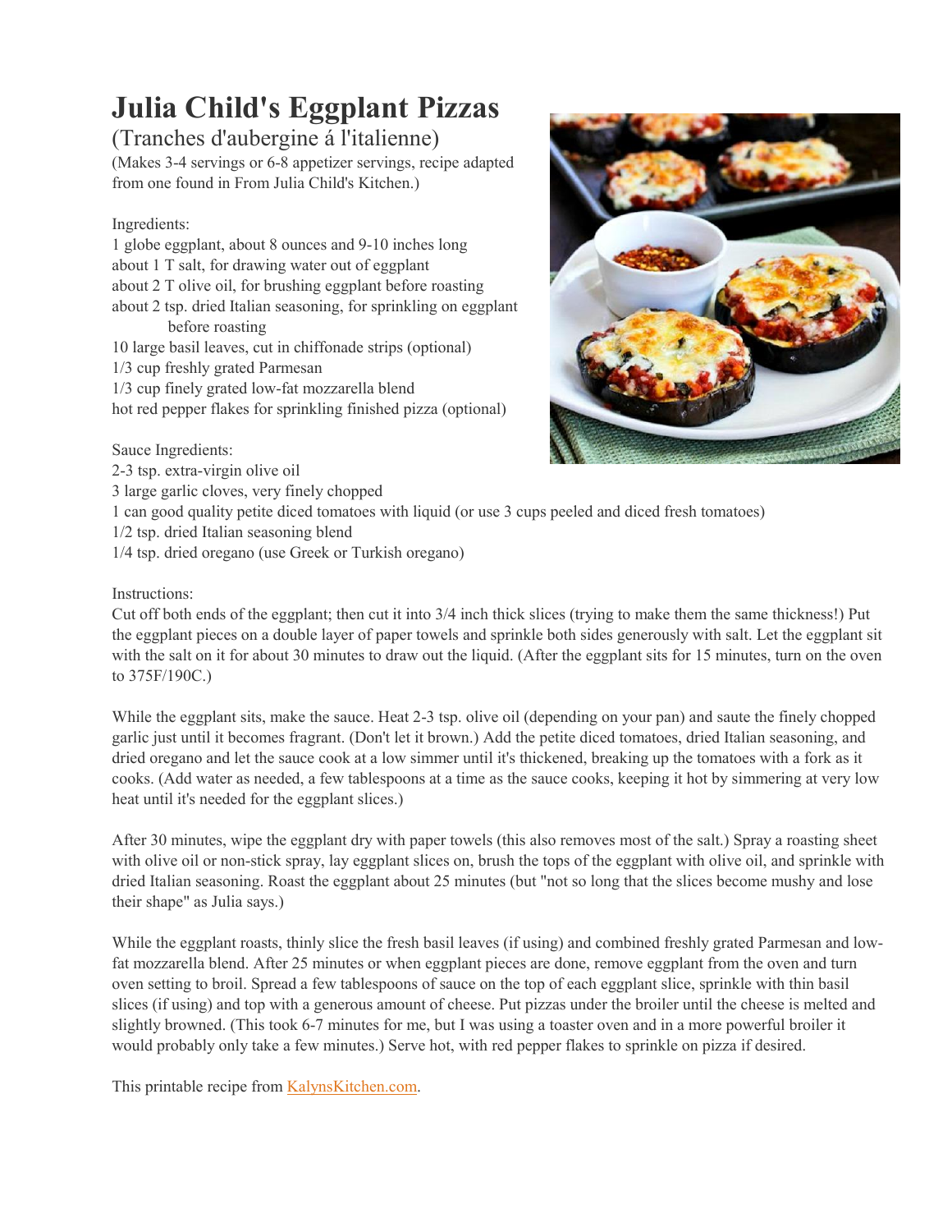# Julia Child's Eggplant Pizzas

## (Tranches d'aubergine á l'italienne)

(Makes 3-4 servings or 6-8 appetizer servings, recipe adapted from one found in From Julia Child's Kitchen.)

Ingredients:

1 globe eggplant, about 8 ounces and 9-10 inches long
about 1 T salt, for drawing water out of eggplant
about 2 T olive oil, for brushing eggplant before roasting
about 2 tsp. dried Italian seasoning, for sprinkling on eggplant before roasting
10 large basil leaves, cut in chiffonade strips (optional)
1/3 cup freshly grated Parmesan
1/3 cup finely grated low-fat mozzarella blend
hot red pepper flakes for sprinkling finished pizza (optional)

Sauce Ingredients:

2-3 tsp. extra-virgin olive oil
3 large garlic cloves, very finely chopped
1 can good quality petite diced tomatoes with liquid (or use 3 cups peeled and diced fresh tomatoes)
1/2 tsp. dried Italian seasoning blend
1/4 tsp. dried oregano (use Greek or Turkish oregano)

Instructions:

Cut off both ends of the eggplant; then cut it into 3/4 inch thick slices (trying to make them the same thickness!) Put the eggplant pieces on a double layer of paper towels and sprinkle both sides generously with salt. Let the eggplant sit with the salt on it for about 30 minutes to draw out the liquid. (After the eggplant sits for 15 minutes, turn on the oven to 375F/190C.)

While the eggplant sits, make the sauce. Heat 2-3 tsp. olive oil (depending on your pan) and saute the finely chopped garlic just until it becomes fragrant. (Don't let it brown.) Add the petite diced tomatoes, dried Italian seasoning, and dried oregano and let the sauce cook at a low simmer until it's thickened, breaking up the tomatoes with a fork as it cooks. (Add water as needed, a few tablespoons at a time as the sauce cooks, keeping it hot by simmering at very low heat until it's needed for the eggplant slices.)

After 30 minutes, wipe the eggplant dry with paper towels (this also removes most of the salt.) Spray a roasting sheet with olive oil or non-stick spray, lay eggplant slices on, brush the tops of the eggplant with olive oil, and sprinkle with dried Italian seasoning. Roast the eggplant about 25 minutes (but "not so long that the slices become mushy and lose their shape" as Julia says.)

While the eggplant roasts, thinly slice the fresh basil leaves (if using) and combined freshly grated Parmesan and low-fat mozzarella blend. After 25 minutes or when eggplant pieces are done, remove eggplant from the oven and turn oven setting to broil. Spread a few tablespoons of sauce on the top of each eggplant slice, sprinkle with thin basil slices (if using) and top with a generous amount of cheese. Put pizzas under the broiler until the cheese is melted and slightly browned. (This took 6-7 minutes for me, but I was using a toaster oven and in a more powerful broiler it would probably only take a few minutes.) Serve hot, with red pepper flakes to sprinkle on pizza if desired.

This printable recipe from [KalynsKitchen.com](KalynsKitchen.com).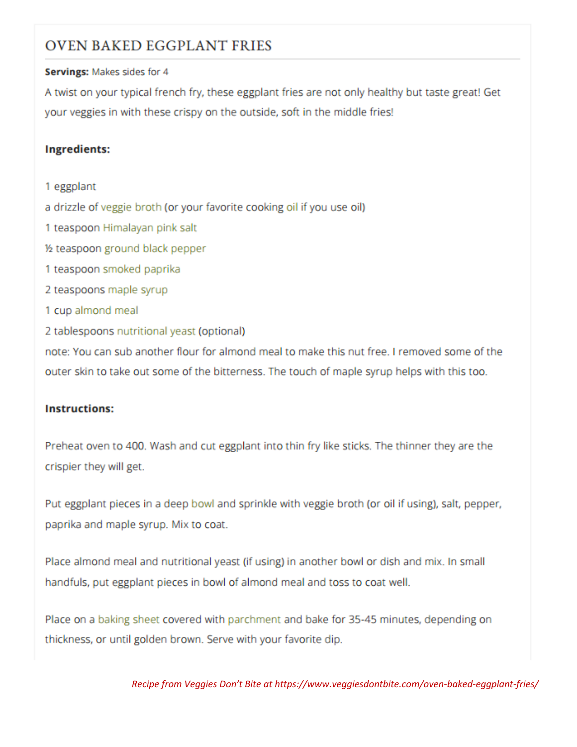# OVEN BAKED EGGPLANT FRIES

**Servings:** Makes sides for 4

A twist on your typical french fry, these eggplant fries are not only healthy but taste great! Get your veggies in with these crispy on the outside, soft in the middle fries!

**Ingredients:**

1 eggplant

a drizzle of veggie broth (or your favorite cooking oil if you use oil)

1 teaspoon Himalayan pink salt

½ teaspoon ground black pepper

1 teaspoon smoked paprika

2 teaspoons maple syrup

1 cup almond meal

2 tablespoons nutritional yeast (optional)

note: You can sub another flour for almond meal to make this nut free. I removed some of the outer skin to take out some of the bitterness. The touch of maple syrup helps with this too.

**Instructions:**

Preheat oven to 400. Wash and cut eggplant into thin fry like sticks. The thinner they are the crispier they will get.

Put eggplant pieces in a deep bowl and sprinkle with veggie broth (or oil if using), salt, pepper, paprika and maple syrup. Mix to coat.

Place almond meal and nutritional yeast (if using) in another bowl or dish and mix. In small handfuls, put eggplant pieces in bowl of almond meal and toss to coat well.

Place on a baking sheet covered with parchment and bake for 35-45 minutes, depending on thickness, or until golden brown. Serve with your favorite dip.

*Recipe from Veggies Don't Bite at https://www.veggiesdontbite.com/oven-baked-eggplant-fries/*